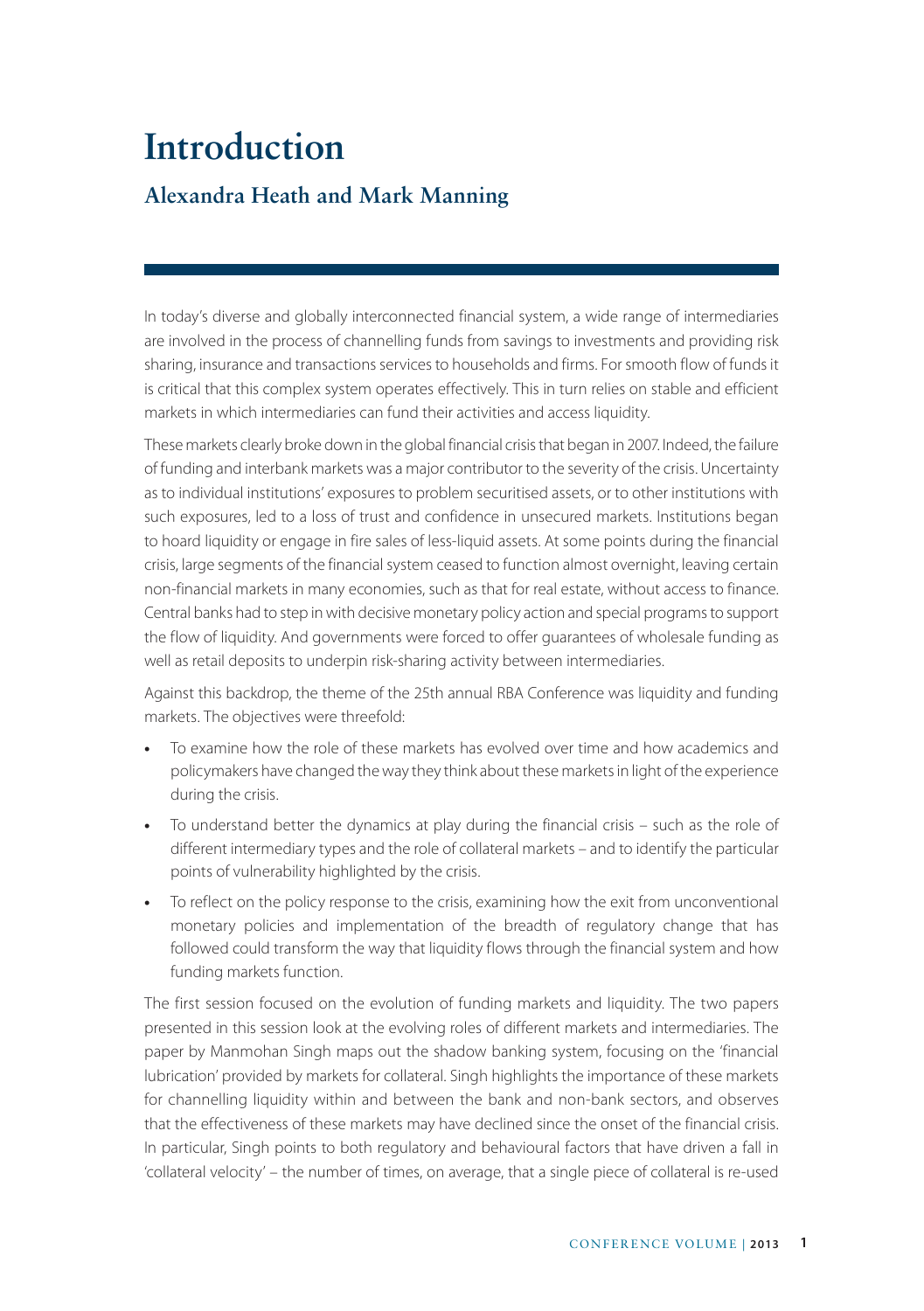# Introduction

## Alexandra Heath and Mark Manning

In today's diverse and globally interconnected financial system, a wide range of intermediaries are involved in the process of channelling funds from savings to investments and providing risk sharing, insurance and transactions services to households and firms. For smooth flow of funds it is critical that this complex system operates effectively. This in turn relies on stable and efficient markets in which intermediaries can fund their activities and access liquidity.

These markets clearly broke down in the global financial crisis that began in 2007. Indeed, the failure of funding and interbank markets was a major contributor to the severity of the crisis. Uncertainty as to individual institutions' exposures to problem securitised assets, or to other institutions with such exposures, led to a loss of trust and confidence in unsecured markets. Institutions began to hoard liquidity or engage in fire sales of less-liquid assets. At some points during the financial crisis, large segments of the financial system ceased to function almost overnight, leaving certain non-financial markets in many economies, such as that for real estate, without access to finance. Central banks had to step in with decisive monetary policy action and special programs to support the flow of liquidity. And governments were forced to offer guarantees of wholesale funding as well as retail deposits to underpin risk-sharing activity between intermediaries.

Against this backdrop, the theme of the 25th annual RBA Conference was liquidity and funding markets. The objectives were threefold:

- To examine how the role of these markets has evolved over time and how academics and policymakers have changed the way they think about these markets in light of the experience during the crisis.
- To understand better the dynamics at play during the financial crisis – such as the role of different intermediary types and the role of collateral markets – and to identify the particular points of vulnerability highlighted by the crisis.
- To reflect on the policy response to the crisis, examining how the exit from unconventional monetary policies and implementation of the breadth of regulatory change that has followed could transform the way that liquidity flows through the financial system and how funding markets function.

The first session focused on the evolution of funding markets and liquidity. The two papers presented in this session look at the evolving roles of different markets and intermediaries. The paper by Manmohan Singh maps out the shadow banking system, focusing on the 'financial lubrication' provided by markets for collateral. Singh highlights the importance of these markets for channelling liquidity within and between the bank and non-bank sectors, and observes that the effectiveness of these markets may have declined since the onset of the financial crisis. In particular, Singh points to both regulatory and behavioural factors that have driven a fall in 'collateral velocity' – the number of times, on average, that a single piece of collateral is re-used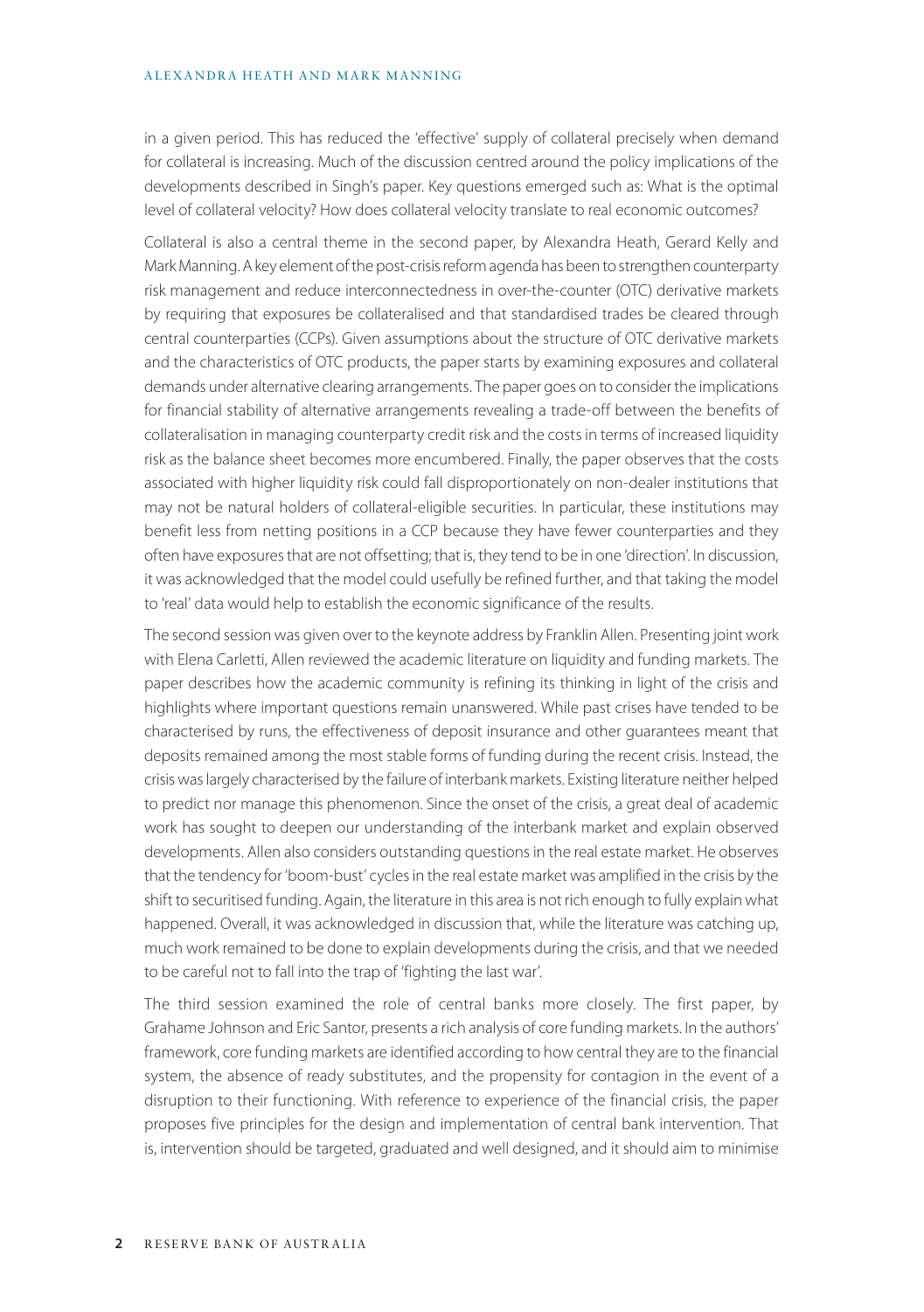in a given period. This has reduced the 'effective' supply of collateral precisely when demand for collateral is increasing. Much of the discussion centred around the policy implications of the developments described in Singh's paper. Key questions emerged such as: What is the optimal level of collateral velocity? How does collateral velocity translate to real economic outcomes?

Collateral is also a central theme in the second paper, by Alexandra Heath, Gerard Kelly and Mark Manning. A key element of the post-crisis reform agenda has been to strengthen counterparty risk management and reduce interconnectedness in over-the-counter (OTC) derivative markets by requiring that exposures be collateralised and that standardised trades be cleared through central counterparties (CCPs). Given assumptions about the structure of OTC derivative markets and the characteristics of OTC products, the paper starts by examining exposures and collateral demands under alternative clearing arrangements. The paper goes on to consider the implications for financial stability of alternative arrangements revealing a trade-off between the benefits of collateralisation in managing counterparty credit risk and the costs in terms of increased liquidity risk as the balance sheet becomes more encumbered. Finally, the paper observes that the costs associated with higher liquidity risk could fall disproportionately on non-dealer institutions that may not be natural holders of collateral-eligible securities. In particular, these institutions may benefit less from netting positions in a CCP because they have fewer counterparties and they often have exposures that are not offsetting; that is, they tend to be in one 'direction'. In discussion, it was acknowledged that the model could usefully be refined further, and that taking the model to 'real' data would help to establish the economic significance of the results.

The second session was given over to the keynote address by Franklin Allen. Presenting joint work with Elena Carletti, Allen reviewed the academic literature on liquidity and funding markets. The paper describes how the academic community is refining its thinking in light of the crisis and highlights where important questions remain unanswered. While past crises have tended to be characterised by runs, the effectiveness of deposit insurance and other guarantees meant that deposits remained among the most stable forms of funding during the recent crisis. Instead, the crisis was largely characterised by the failure of interbank markets. Existing literature neither helped to predict nor manage this phenomenon. Since the onset of the crisis, a great deal of academic work has sought to deepen our understanding of the interbank market and explain observed developments. Allen also considers outstanding questions in the real estate market. He observes that the tendency for 'boom-bust' cycles in the real estate market was amplified in the crisis by the shift to securitised funding. Again, the literature in this area is not rich enough to fully explain what happened. Overall, it was acknowledged in discussion that, while the literature was catching up, much work remained to be done to explain developments during the crisis, and that we needed to be careful not to fall into the trap of 'fighting the last war'.

The third session examined the role of central banks more closely. The first paper, by Grahame Johnson and Eric Santor, presents a rich analysis of core funding markets. In the authors' framework, core funding markets are identified according to how central they are to the financial system, the absence of ready substitutes, and the propensity for contagion in the event of a disruption to their functioning. With reference to experience of the financial crisis, the paper proposes five principles for the design and implementation of central bank intervention. That is, intervention should be targeted, graduated and well designed, and it should aim to minimise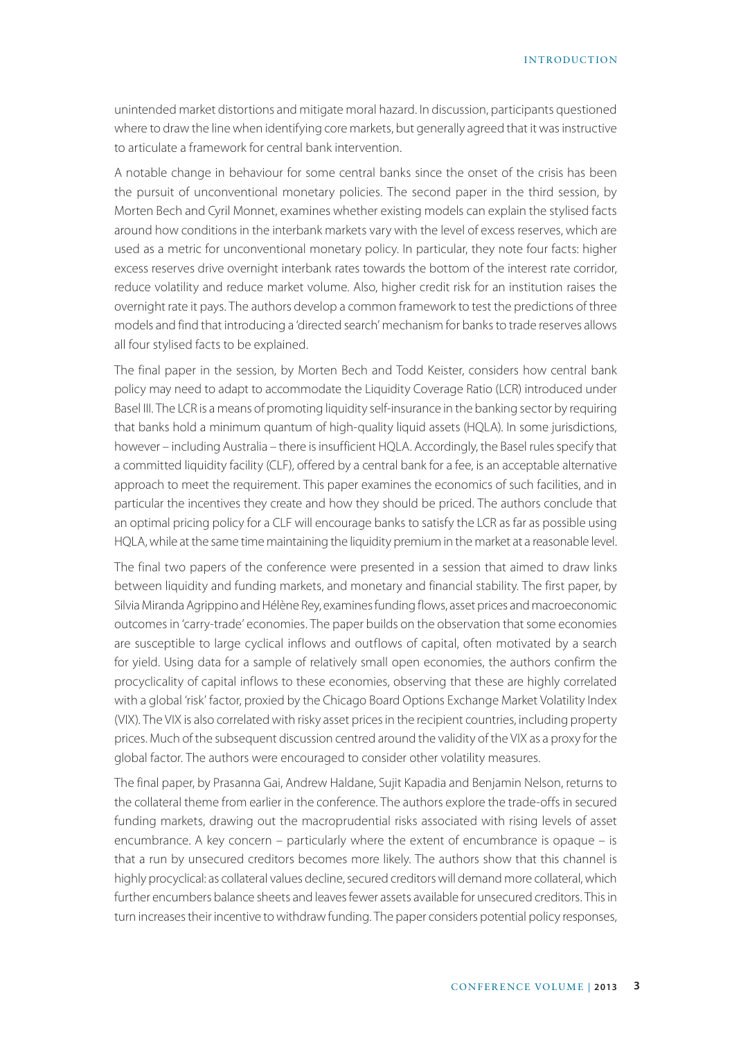unintended market distortions and mitigate moral hazard. In discussion, participants questioned where to draw the line when identifying core markets, but generally agreed that it was instructive to articulate a framework for central bank intervention.

A notable change in behaviour for some central banks since the onset of the crisis has been the pursuit of unconventional monetary policies. The second paper in the third session, by Morten Bech and Cyril Monnet, examines whether existing models can explain the stylised facts around how conditions in the interbank markets vary with the level of excess reserves, which are used as a metric for unconventional monetary policy. In particular, they note four facts: higher excess reserves drive overnight interbank rates towards the bottom of the interest rate corridor, reduce volatility and reduce market volume. Also, higher credit risk for an institution raises the overnight rate it pays. The authors develop a common framework to test the predictions of three models and find that introducing a 'directed search' mechanism for banks to trade reserves allows all four stylised facts to be explained.

The final paper in the session, by Morten Bech and Todd Keister, considers how central bank policy may need to adapt to accommodate the Liquidity Coverage Ratio (LCR) introduced under Basel III. The LCR is a means of promoting liquidity self-insurance in the banking sector by requiring that banks hold a minimum quantum of high-quality liquid assets (HQLA). In some jurisdictions, however – including Australia – there is insufficient HQLA. Accordingly, the Basel rules specify that a committed liquidity facility (CLF), offered by a central bank for a fee, is an acceptable alternative approach to meet the requirement. This paper examines the economics of such facilities, and in particular the incentives they create and how they should be priced. The authors conclude that an optimal pricing policy for a CLF will encourage banks to satisfy the LCR as far as possible using HQLA, while at the same time maintaining the liquidity premium in the market at a reasonable level.

The final two papers of the conference were presented in a session that aimed to draw links between liquidity and funding markets, and monetary and financial stability. The first paper, by Silvia Miranda Agrippino and Hélène Rey, examines funding flows, asset prices and macroeconomic outcomes in 'carry-trade' economies. The paper builds on the observation that some economies are susceptible to large cyclical inflows and outflows of capital, often motivated by a search for yield. Using data for a sample of relatively small open economies, the authors confirm the procyclicality of capital inflows to these economies, observing that these are highly correlated with a global 'risk' factor, proxied by the Chicago Board Options Exchange Market Volatility Index (VIX). The VIX is also correlated with risky asset prices in the recipient countries, including property prices. Much of the subsequent discussion centred around the validity of the VIX as a proxy for the global factor. The authors were encouraged to consider other volatility measures.

The final paper, by Prasanna Gai, Andrew Haldane, Sujit Kapadia and Benjamin Nelson, returns to the collateral theme from earlier in the conference. The authors explore the trade-offs in secured funding markets, drawing out the macroprudential risks associated with rising levels of asset encumbrance. A key concern – particularly where the extent of encumbrance is opaque – is that a run by unsecured creditors becomes more likely. The authors show that this channel is highly procyclical: as collateral values decline, secured creditors will demand more collateral, which further encumbers balance sheets and leaves fewer assets available for unsecured creditors. This in turn increases their incentive to withdraw funding. The paper considers potential policy responses,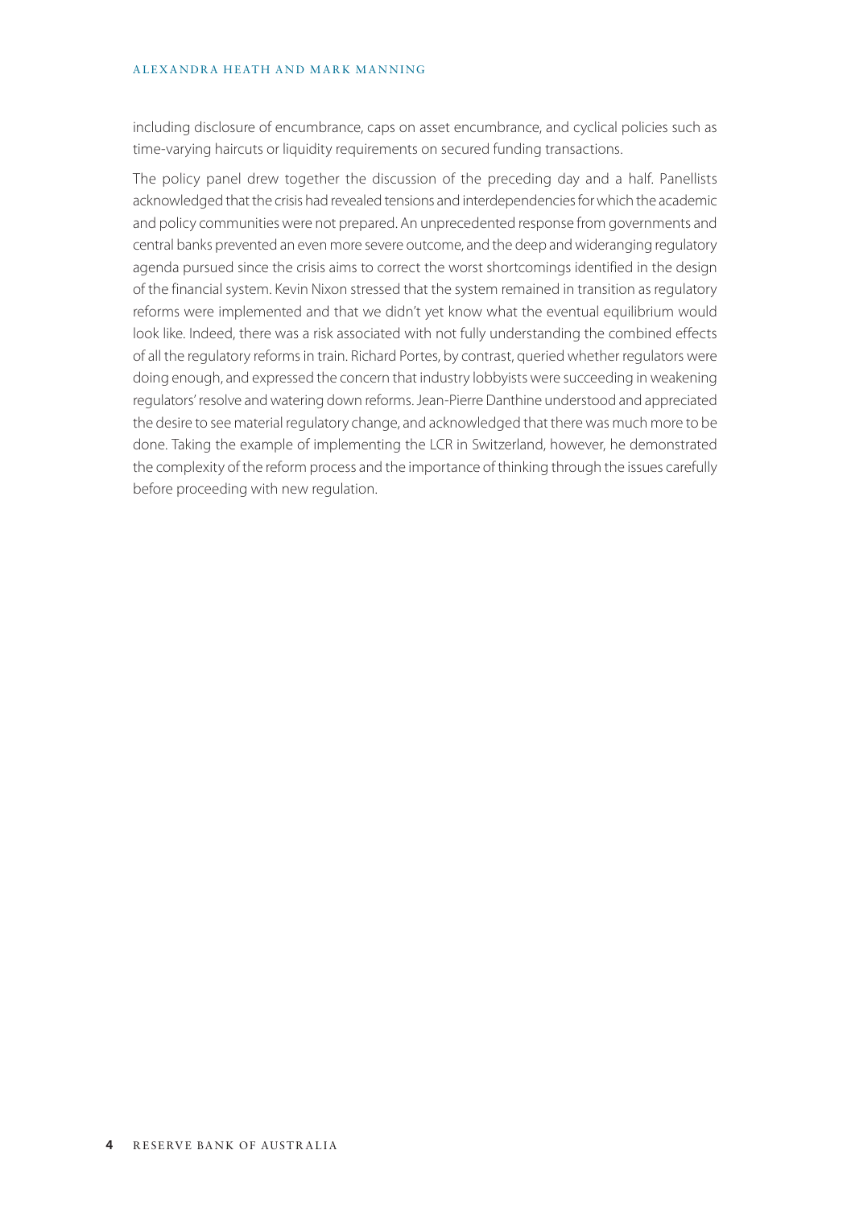including disclosure of encumbrance, caps on asset encumbrance, and cyclical policies such as time-varying haircuts or liquidity requirements on secured funding transactions.

The policy panel drew together the discussion of the preceding day and a half. Panellists acknowledged that the crisis had revealed tensions and interdependencies for which the academic and policy communities were not prepared. An unprecedented response from governments and central banks prevented an even more severe outcome, and the deep and wideranging regulatory agenda pursued since the crisis aims to correct the worst shortcomings identified in the design of the financial system. Kevin Nixon stressed that the system remained in transition as regulatory reforms were implemented and that we didn't yet know what the eventual equilibrium would look like. Indeed, there was a risk associated with not fully understanding the combined effects of all the regulatory reforms in train. Richard Portes, by contrast, queried whether regulators were doing enough, and expressed the concern that industry lobbyists were succeeding in weakening regulators' resolve and watering down reforms. Jean-Pierre Danthine understood and appreciated the desire to see material regulatory change, and acknowledged that there was much more to be done. Taking the example of implementing the LCR in Switzerland, however, he demonstrated the complexity of the reform process and the importance of thinking through the issues carefully before proceeding with new regulation.